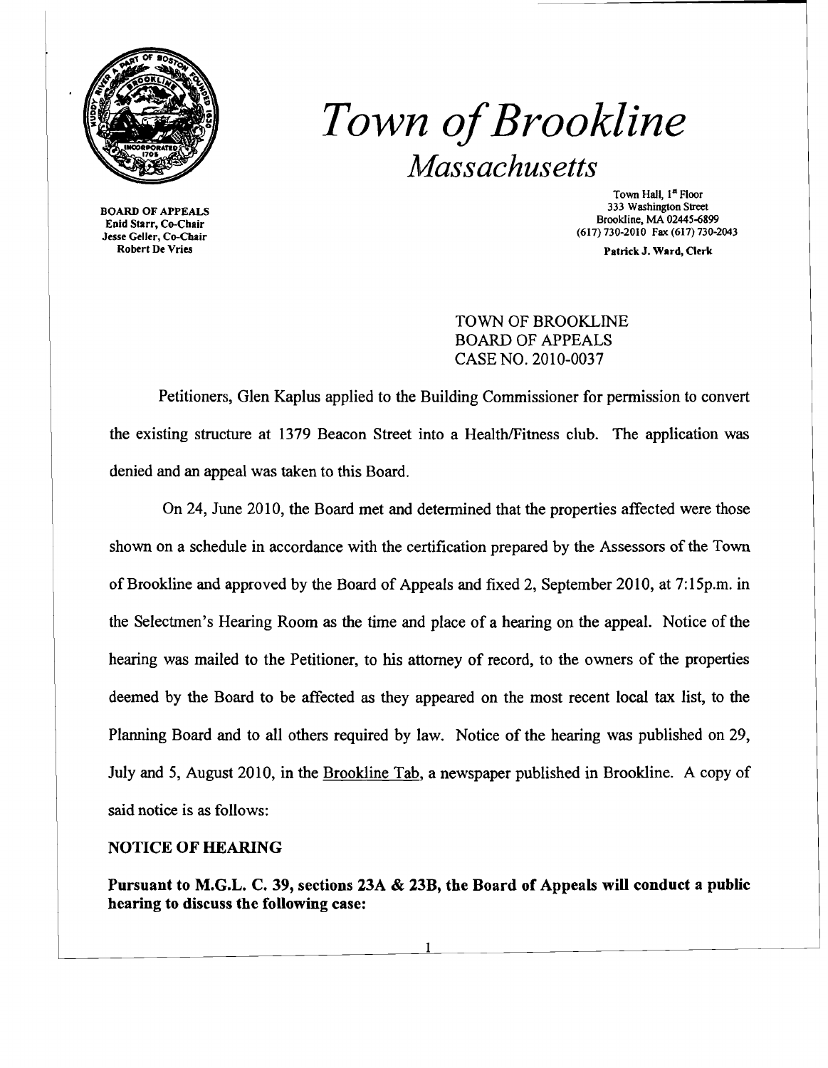# *Town of Brookline*
## *Massachusetts*

**BOARD OF APPEALS**
**Enid Starr, Co-Chair**
**Jesse Geller, Co-Chair**
**Robert De Vries**

Town Hall, 1st Floor
333 Washington Street
Brookline, MA 02445-6899
(617) 730-2010 Fax (617) 730-2043

**Patrick J. Ward, Clerk**

TOWN OF BROOKLINE
BOARD OF APPEALS
CASE NO. 2010-0037

Petitioners, Glen Kaplus applied to the Building Commissioner for permission to convert the existing structure at 1379 Beacon Street into a Health/Fitness club. The application was denied and an appeal was taken to this Board.

On 24, June 2010, the Board met and determined that the properties affected were those shown on a schedule in accordance with the certification prepared by the Assessors of the Town of Brookline and approved by the Board of Appeals and fixed 2, September 2010, at 7:15p.m. in the Selectmen's Hearing Room as the time and place of a hearing on the appeal. Notice of the hearing was mailed to the Petitioner, to his attorney of record, to the owners of the properties deemed by the Board to be affected as they appeared on the most recent local tax list, to the Planning Board and to all others required by law. Notice of the hearing was published on 29, July and 5, August 2010, in the Brookline Tab, a newspaper published in Brookline. A copy of said notice is as follows:

**NOTICE OF HEARING**

**Pursuant to M.G.L. C. 39, sections 23A & 23B, the Board of Appeals will conduct a public hearing to discuss the following case:**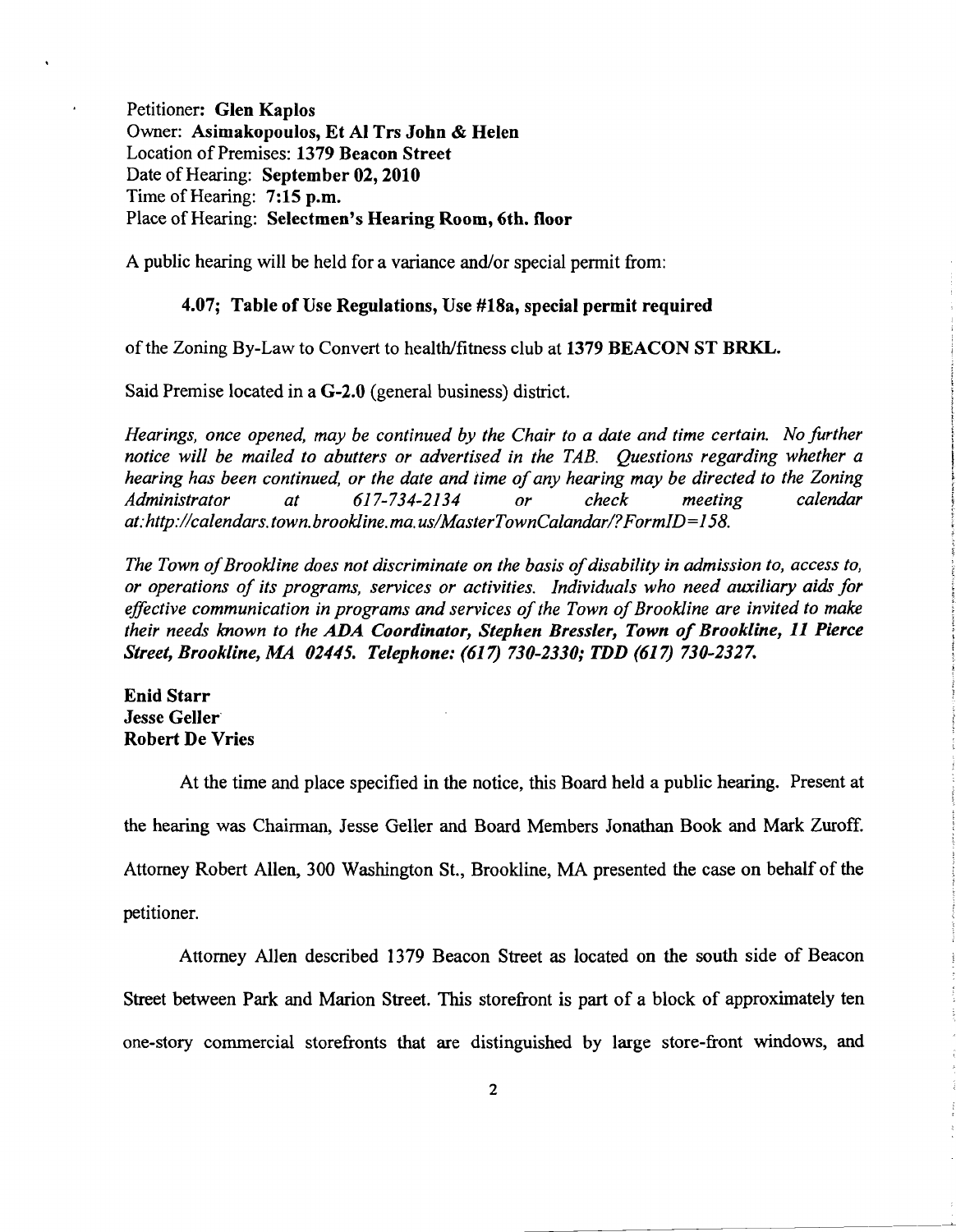Petitioner: **Glen Kaplos**
Owner: **Asimakopoulos, Et Al Trs John & Helen**
Location of Premises: **1379 Beacon Street**
Date of Hearing: **September 02, 2010**
Time of Hearing: **7:15 p.m.**
Place of Hearing: **Selectmen's Hearing Room, 6th. floor**

A public hearing will be held for a variance and/or special permit from:

**4.07; Table of Use Regulations, Use #18a, special permit required**

of the Zoning By-Law to Convert to health/fitness club at **1379 BEACON ST BRKL.**

Said Premise located in a **G-2.0** (general business) district.

*Hearings, once opened, may be continued by the Chair to a date and time certain. No further notice will be mailed to abutters or advertised in the TAB. Questions regarding whether a hearing has been continued, or the date and time of any hearing may be directed to the Zoning Administrator at 617-734-2134 or check meeting calendar at: http://calendars.town.brookline.ma.us/MasterTownCalandar/?FormID=158.*

*The Town of Brookline does not discriminate on the basis of disability in admission to, access to, or operations of its programs, services or activities. Individuals who need auxiliary aids for effective communication in programs and services of the Town of Brookline are invited to make their needs known to the* ***ADA Coordinator, Stephen Bressler, Town of Brookline, 11 Pierce Street, Brookline, MA 02445. Telephone: (617) 730-2330; TDD (617) 730-2327.***

**Enid Starr**
**Jesse Geller**
**Robert De Vries**

At the time and place specified in the notice, this Board held a public hearing. Present at the hearing was Chairman, Jesse Geller and Board Members Jonathan Book and Mark Zuroff. Attorney Robert Allen, 300 Washington St., Brookline, MA presented the case on behalf of the petitioner.

Attorney Allen described 1379 Beacon Street as located on the south side of Beacon Street between Park and Marion Street. This storefront is part of a block of approximately ten one-story commercial storefronts that are distinguished by large store-front windows, and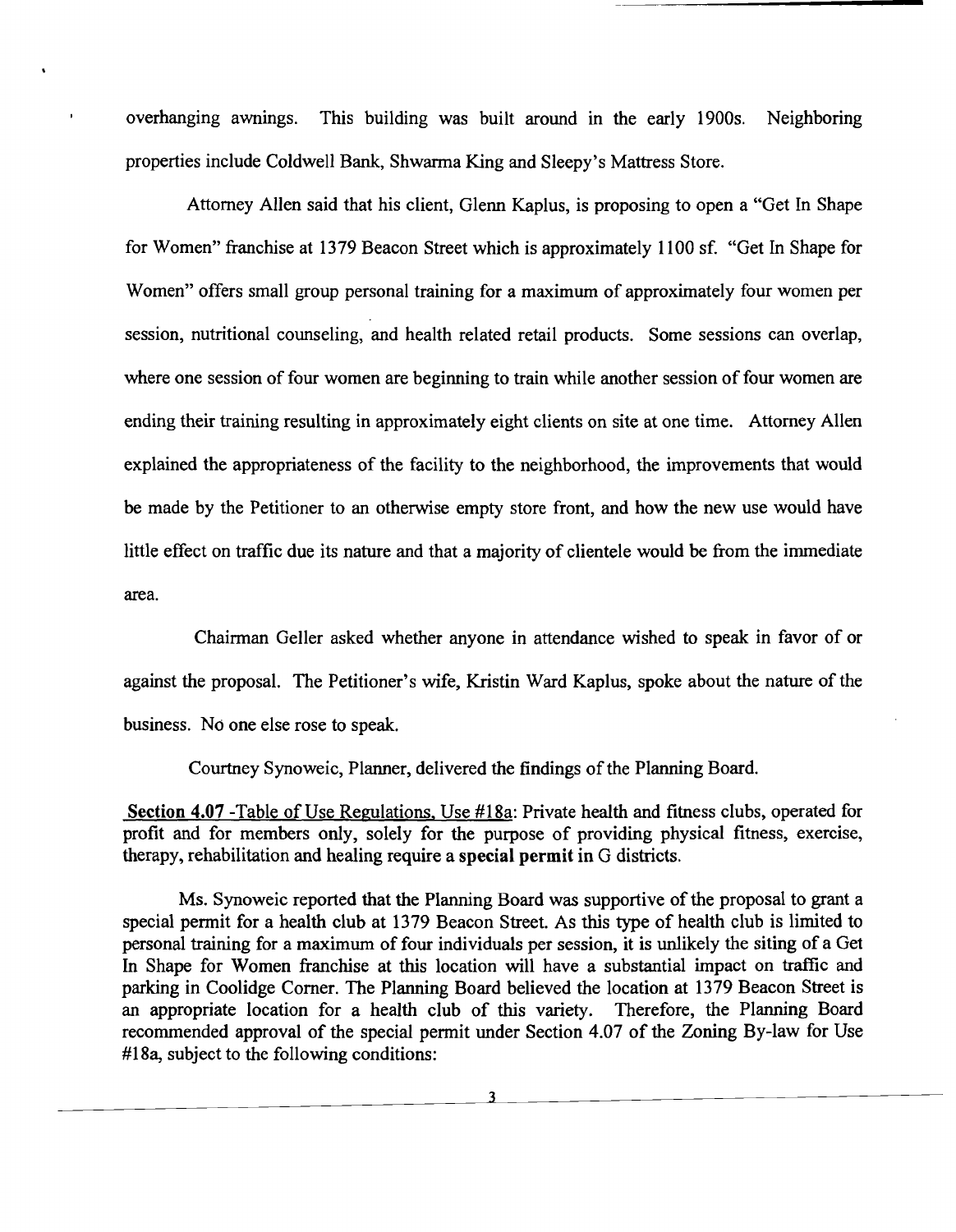overhanging awnings. This building was built around in the early 1900s. Neighboring properties include Coldwell Bank, Shwarma King and Sleepy's Mattress Store.

Attorney Allen said that his client, Glenn Kaplus, is proposing to open a "Get In Shape for Women" franchise at 1379 Beacon Street which is approximately 1100 sf. "Get In Shape for Women" offers small group personal training for a maximum of approximately four women per session, nutritional counseling, and health related retail products. Some sessions can overlap, where one session of four women are beginning to train while another session of four women are ending their training resulting in approximately eight clients on site at one time. Attorney Allen explained the appropriateness of the facility to the neighborhood, the improvements that would be made by the Petitioner to an otherwise empty store front, and how the new use would have little effect on traffic due its nature and that a majority of clientele would be from the immediate area.

Chairman Geller asked whether anyone in attendance wished to speak in favor of or against the proposal. The Petitioner's wife, Kristin Ward Kaplus, spoke about the nature of the business. No one else rose to speak.

Courtney Synoweic, Planner, delivered the findings of the Planning Board.

<u>Section 4.07 -Table of Use Regulations, Use #18a</u>: Private health and fitness clubs, operated for profit and for members only, solely for the purpose of providing physical fitness, exercise, therapy, rehabilitation and healing require a **special permit** in G districts.

Ms. Synoweic reported that the Planning Board was supportive of the proposal to grant a special permit for a health club at 1379 Beacon Street. As this type of health club is limited to personal training for a maximum of four individuals per session, it is unlikely the siting of a Get In Shape for Women franchise at this location will have a substantial impact on traffic and parking in Coolidge Corner. The Planning Board believed the location at 1379 Beacon Street is an appropriate location for a health club of this variety. Therefore, the Planning Board recommended approval of the special permit under Section 4.07 of the Zoning By-law for Use #18a, subject to the following conditions: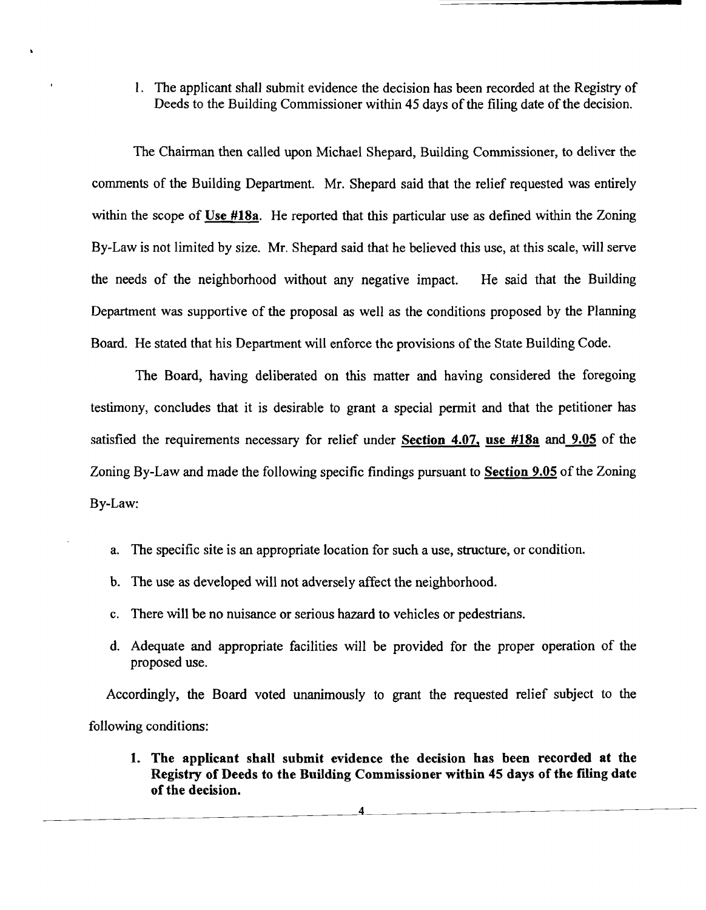1. The applicant shall submit evidence the decision has been recorded at the Registry of Deeds to the Building Commissioner within 45 days of the filing date of the decision.

The Chairman then called upon Michael Shepard, Building Commissioner, to deliver the comments of the Building Department. Mr. Shepard said that the relief requested was entirely within the scope of **Use #18a**. He reported that this particular use as defined within the Zoning By-Law is not limited by size. Mr. Shepard said that he believed this use, at this scale, will serve the needs of the neighborhood without any negative impact. He said that the Building Department was supportive of the proposal as well as the conditions proposed by the Planning Board. He stated that his Department will enforce the provisions of the State Building Code.

The Board, having deliberated on this matter and having considered the foregoing testimony, concludes that it is desirable to grant a special permit and that the petitioner has satisfied the requirements necessary for relief under **Section 4.07, use #18a** and **9.05** of the Zoning By-Law and made the following specific findings pursuant to **Section 9.05** of the Zoning By-Law:

a. The specific site is an appropriate location for such a use, structure, or condition.

b. The use as developed will not adversely affect the neighborhood.

c. There will be no nuisance or serious hazard to vehicles or pedestrians.

d. Adequate and appropriate facilities will be provided for the proper operation of the proposed use.

Accordingly, the Board voted unanimously to grant the requested relief subject to the following conditions:

1. **The applicant shall submit evidence the decision has been recorded at the Registry of Deeds to the Building Commissioner within 45 days of the filing date of the decision.**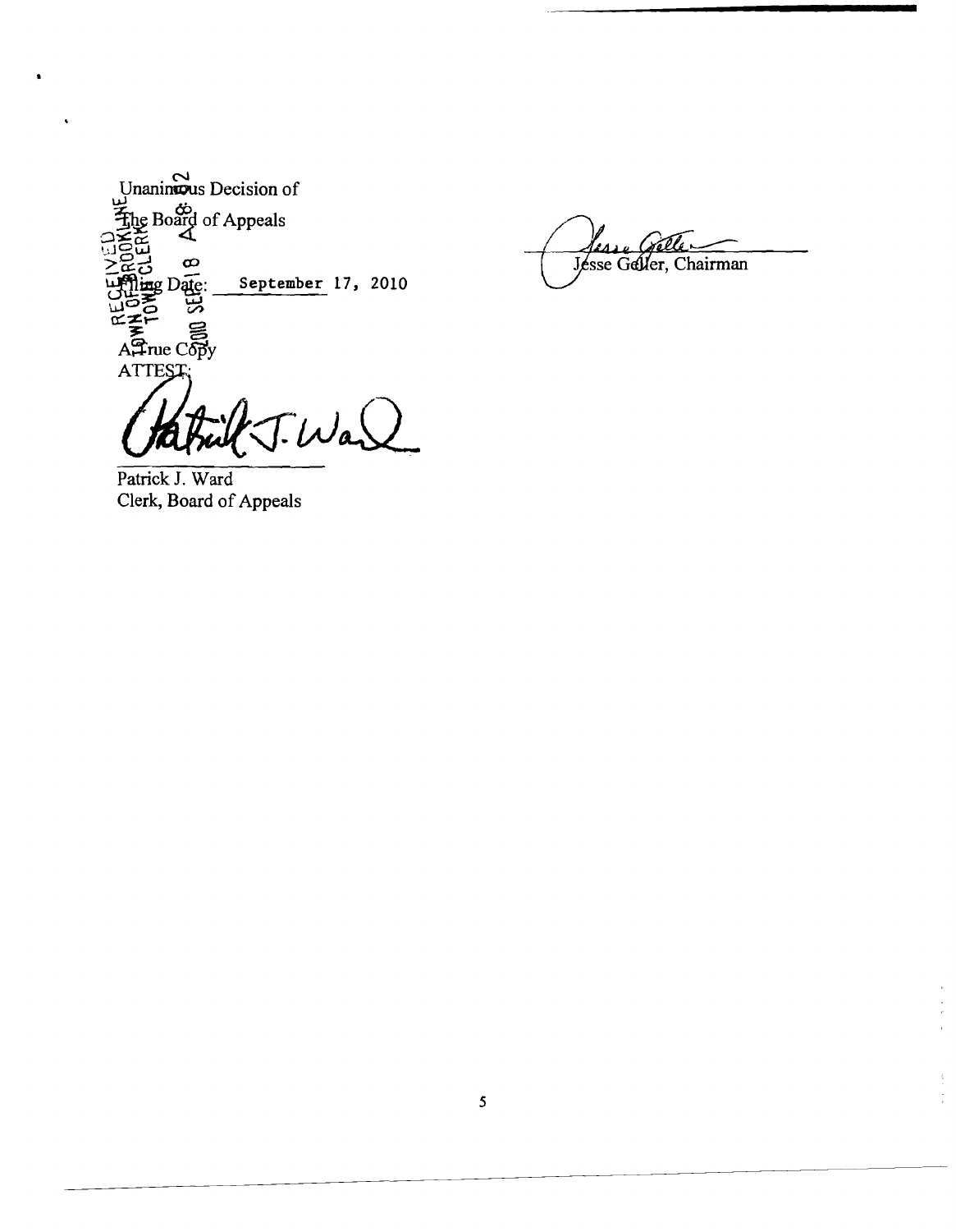Unanimous Decision of
The Board of Appeals

Filing Date: September 17, 2010

Jesse Geller, Chairman

A True Copy
ATTEST:

Patrick J. Ward
Clerk, Board of Appeals

RECEIVED
TOWN OF BROOKLINE
TOWN CLERK
2010 SEP 18 A 8:02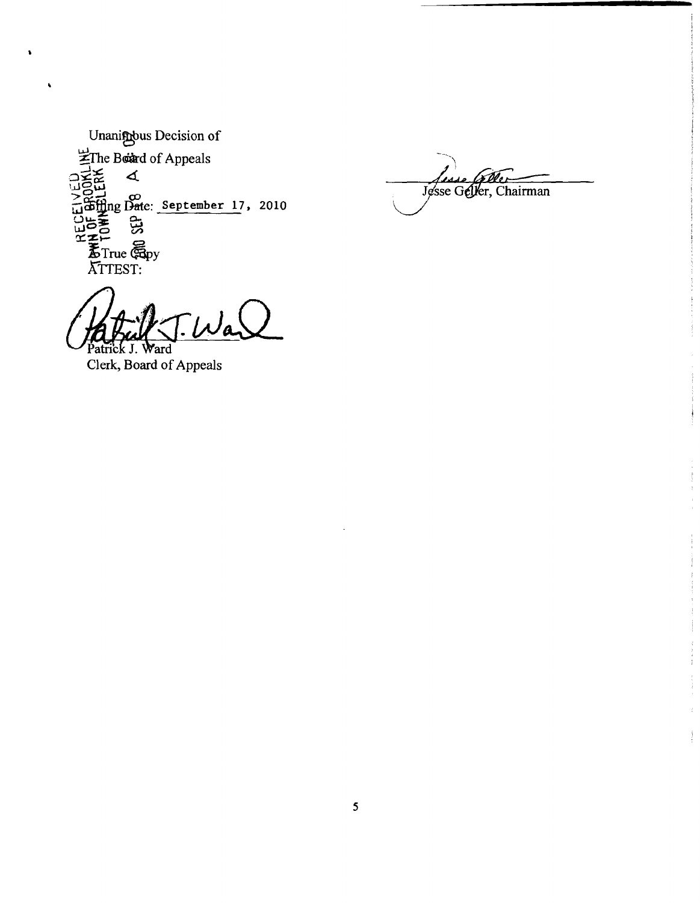Unanimous Decision of
The Board of Appeals

Filing Date: September 17, 2010

A True Copy
ATTEST:

Patrick J. Ward
Clerk, Board of Appeals

Jesse Geller, Chairman